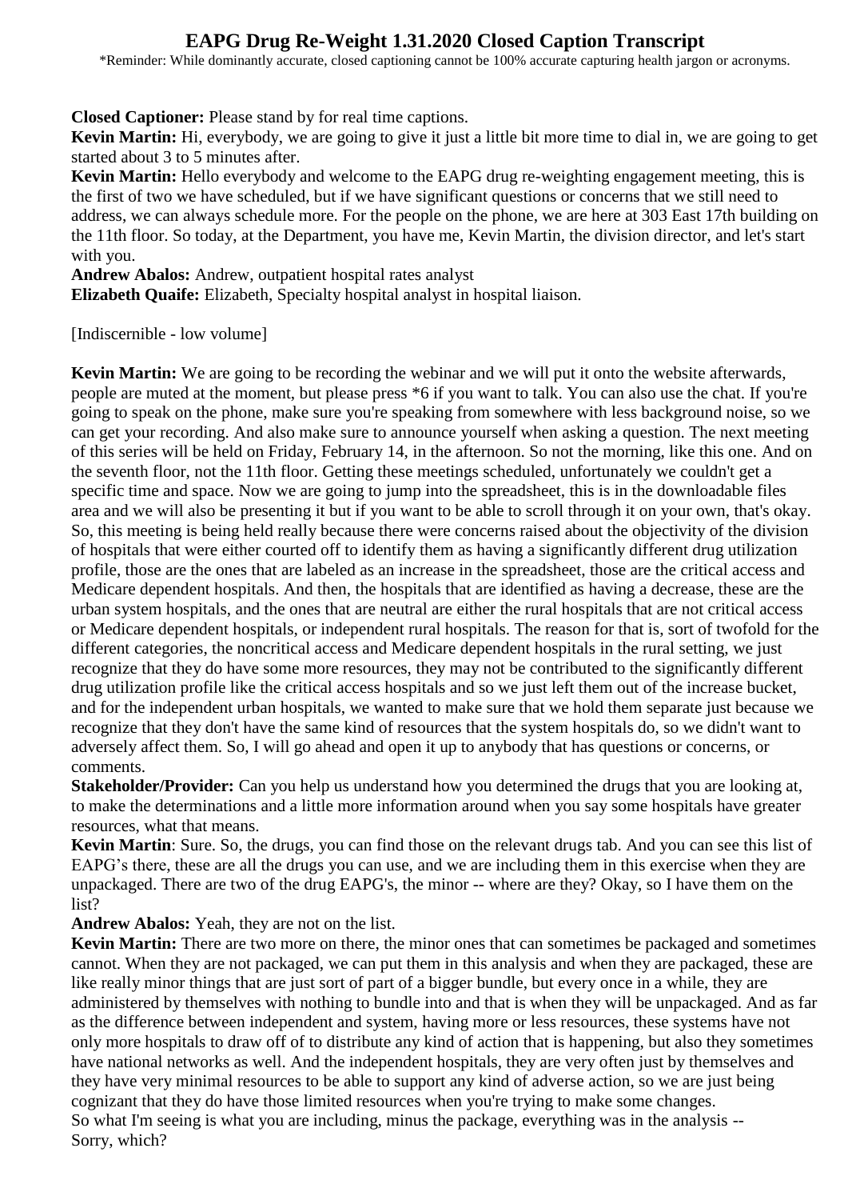# EAPG Drug Re-Weight 1.31.2020 Closed Caption Transcript

*Reminder: While dominantly accurate, closed captioning cannot be 100% accurate capturing health jargon or acronyms.

**Closed Captioner:** Please stand by for real time captions.

**Kevin Martin:** Hi, everybody, we are going to give it just a little bit more time to dial in, we are going to get started about 3 to 5 minutes after.

**Kevin Martin:** Hello everybody and welcome to the EAPG drug re-weighting engagement meeting, this is the first of two we have scheduled, but if we have significant questions or concerns that we still need to address, we can always schedule more. For the people on the phone, we are here at 303 East 17th building on the 11th floor. So today, at the Department, you have me, Kevin Martin, the division director, and let's start with you.

**Andrew Abalos:** Andrew, outpatient hospital rates analyst

**Elizabeth Quaife:** Elizabeth, Specialty hospital analyst in hospital liaison.

[Indiscernible - low volume]

**Kevin Martin:** We are going to be recording the webinar and we will put it onto the website afterwards, people are muted at the moment, but please press *6 if you want to talk. You can also use the chat. If you're going to speak on the phone, make sure you're speaking from somewhere with less background noise, so we can get your recording. And also make sure to announce yourself when asking a question. The next meeting of this series will be held on Friday, February 14, in the afternoon. So not the morning, like this one. And on the seventh floor, not the 11th floor. Getting these meetings scheduled, unfortunately we couldn't get a specific time and space. Now we are going to jump into the spreadsheet, this is in the downloadable files area and we will also be presenting it but if you want to be able to scroll through it on your own, that's okay. So, this meeting is being held really because there were concerns raised about the objectivity of the division of hospitals that were either courted off to identify them as having a significantly different drug utilization profile, those are the ones that are labeled as an increase in the spreadsheet, those are the critical access and Medicare dependent hospitals. And then, the hospitals that are identified as having a decrease, these are the urban system hospitals, and the ones that are neutral are either the rural hospitals that are not critical access or Medicare dependent hospitals, or independent rural hospitals. The reason for that is, sort of twofold for the different categories, the noncritical access and Medicare dependent hospitals in the rural setting, we just recognize that they do have some more resources, they may not be contributed to the significantly different drug utilization profile like the critical access hospitals and so we just left them out of the increase bucket, and for the independent urban hospitals, we wanted to make sure that we hold them separate just because we recognize that they don't have the same kind of resources that the system hospitals do, so we didn't want to adversely affect them. So, I will go ahead and open it up to anybody that has questions or concerns, or comments.

**Stakeholder/Provider:** Can you help us understand how you determined the drugs that you are looking at, to make the determinations and a little more information around when you say some hospitals have greater resources, what that means.

**Kevin Martin**: Sure. So, the drugs, you can find those on the relevant drugs tab. And you can see this list of EAPG's there, these are all the drugs you can use, and we are including them in this exercise when they are unpackaged. There are two of the drug EAPG's, the minor -- where are they? Okay, so I have them on the list?

**Andrew Abalos:** Yeah, they are not on the list.

**Kevin Martin:** There are two more on there, the minor ones that can sometimes be packaged and sometimes cannot. When they are not packaged, we can put them in this analysis and when they are packaged, these are like really minor things that are just sort of part of a bigger bundle, but every once in a while, they are administered by themselves with nothing to bundle into and that is when they will be unpackaged. And as far as the difference between independent and system, having more or less resources, these systems have not only more hospitals to draw off of to distribute any kind of action that is happening, but also they sometimes have national networks as well. And the independent hospitals, they are very often just by themselves and they have very minimal resources to be able to support any kind of adverse action, so we are just being cognizant that they do have those limited resources when you're trying to make some changes.

So what I'm seeing is what you are including, minus the package, everything was in the analysis --

Sorry, which?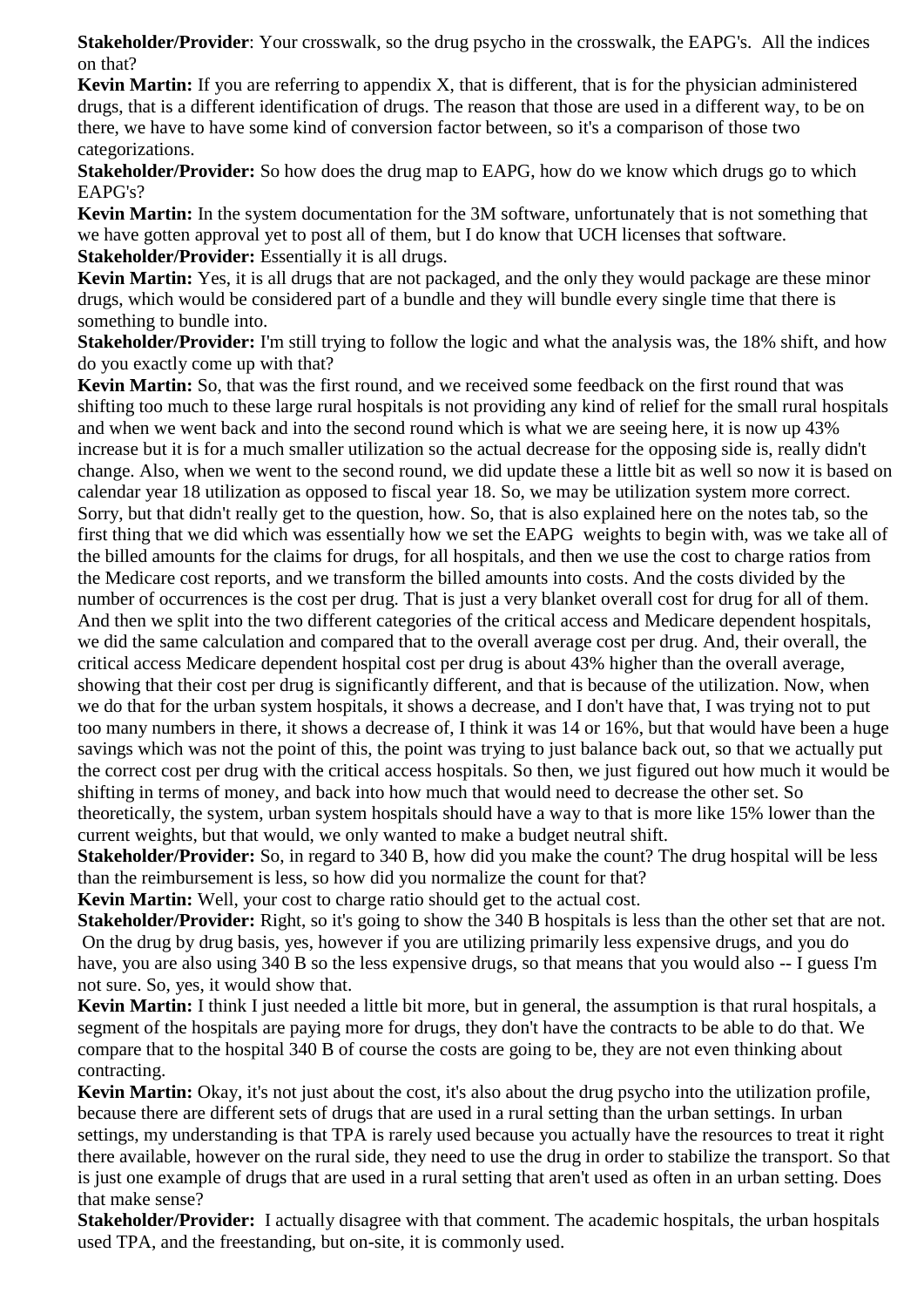**Stakeholder/Provider**: Your crosswalk, so the drug psycho in the crosswalk, the EAPG's. All the indices on that?

**Kevin Martin:** If you are referring to appendix X, that is different, that is for the physician administered drugs, that is a different identification of drugs. The reason that those are used in a different way, to be on there, we have to have some kind of conversion factor between, so it's a comparison of those two categorizations.

**Stakeholder/Provider:** So how does the drug map to EAPG, how do we know which drugs go to which EAPG's?

**Kevin Martin:** In the system documentation for the 3M software, unfortunately that is not something that we have gotten approval yet to post all of them, but I do know that UCH licenses that software.

**Stakeholder/Provider:** Essentially it is all drugs.

**Kevin Martin:** Yes, it is all drugs that are not packaged, and the only they would package are these minor drugs, which would be considered part of a bundle and they will bundle every single time that there is something to bundle into.

**Stakeholder/Provider:** I'm still trying to follow the logic and what the analysis was, the 18% shift, and how do you exactly come up with that?

**Kevin Martin:** So, that was the first round, and we received some feedback on the first round that was shifting too much to these large rural hospitals is not providing any kind of relief for the small rural hospitals and when we went back and into the second round which is what we are seeing here, it is now up 43% increase but it is for a much smaller utilization so the actual decrease for the opposing side is, really didn't change. Also, when we went to the second round, we did update these a little bit as well so now it is based on calendar year 18 utilization as opposed to fiscal year 18. So, we may be utilization system more correct. Sorry, but that didn't really get to the question, how. So, that is also explained here on the notes tab, so the first thing that we did which was essentially how we set the EAPG weights to begin with, was we take all of the billed amounts for the claims for drugs, for all hospitals, and then we use the cost to charge ratios from the Medicare cost reports, and we transform the billed amounts into costs. And the costs divided by the number of occurrences is the cost per drug. That is just a very blanket overall cost for drug for all of them. And then we split into the two different categories of the critical access and Medicare dependent hospitals, we did the same calculation and compared that to the overall average cost per drug. And, their overall, the critical access Medicare dependent hospital cost per drug is about 43% higher than the overall average, showing that their cost per drug is significantly different, and that is because of the utilization. Now, when we do that for the urban system hospitals, it shows a decrease, and I don't have that, I was trying not to put too many numbers in there, it shows a decrease of, I think it was 14 or 16%, but that would have been a huge savings which was not the point of this, the point was trying to just balance back out, so that we actually put the correct cost per drug with the critical access hospitals. So then, we just figured out how much it would be shifting in terms of money, and back into how much that would need to decrease the other set. So theoretically, the system, urban system hospitals should have a way to that is more like 15% lower than the current weights, but that would, we only wanted to make a budget neutral shift.

**Stakeholder/Provider:** So, in regard to 340 B, how did you make the count? The drug hospital will be less than the reimbursement is less, so how did you normalize the count for that?

**Kevin Martin:** Well, your cost to charge ratio should get to the actual cost.

**Stakeholder/Provider:** Right, so it's going to show the 340 B hospitals is less than the other set that are not. On the drug by drug basis, yes, however if you are utilizing primarily less expensive drugs, and you do have, you are also using 340 B so the less expensive drugs, so that means that you would also -- I guess I'm not sure. So, yes, it would show that.

**Kevin Martin:** I think I just needed a little bit more, but in general, the assumption is that rural hospitals, a segment of the hospitals are paying more for drugs, they don't have the contracts to be able to do that. We compare that to the hospital 340 B of course the costs are going to be, they are not even thinking about contracting.

**Kevin Martin:** Okay, it's not just about the cost, it's also about the drug psycho into the utilization profile, because there are different sets of drugs that are used in a rural setting than the urban settings. In urban settings, my understanding is that TPA is rarely used because you actually have the resources to treat it right there available, however on the rural side, they need to use the drug in order to stabilize the transport. So that is just one example of drugs that are used in a rural setting that aren't used as often in an urban setting. Does that make sense?

**Stakeholder/Provider:** I actually disagree with that comment. The academic hospitals, the urban hospitals used TPA, and the freestanding, but on-site, it is commonly used.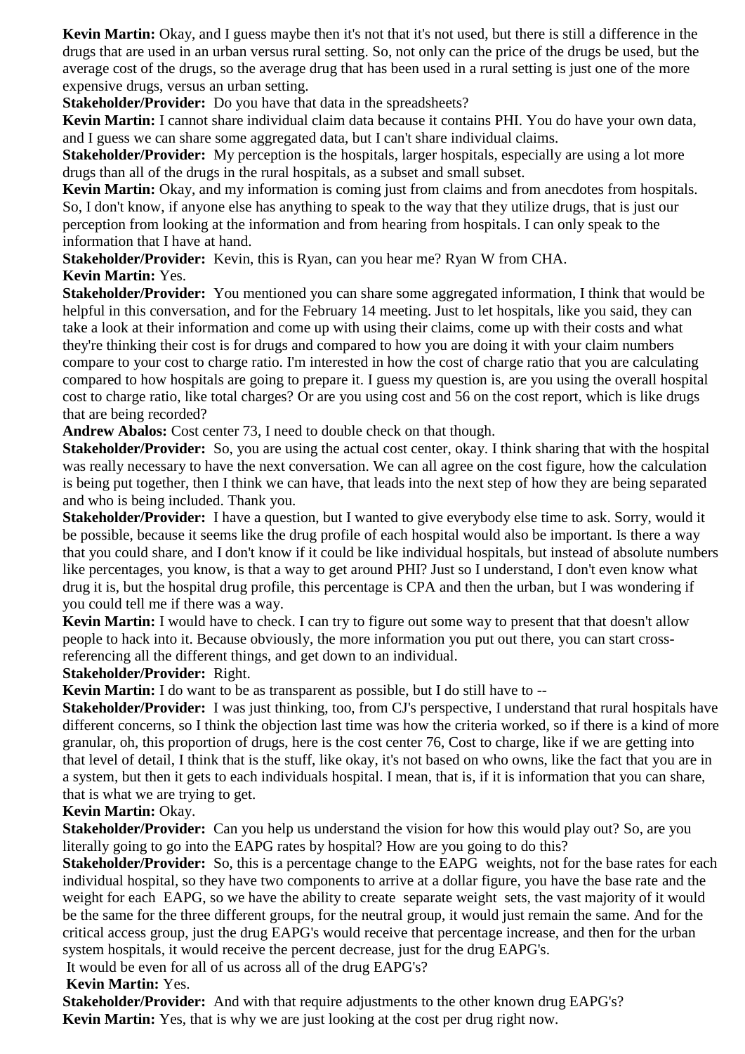**Kevin Martin:** Okay, and I guess maybe then it's not that it's not used, but there is still a difference in the drugs that are used in an urban versus rural setting. So, not only can the price of the drugs be used, but the average cost of the drugs, so the average drug that has been used in a rural setting is just one of the more expensive drugs, versus an urban setting.

**Stakeholder/Provider:** Do you have that data in the spreadsheets?

**Kevin Martin:** I cannot share individual claim data because it contains PHI. You do have your own data, and I guess we can share some aggregated data, but I can't share individual claims.

**Stakeholder/Provider:** My perception is the hospitals, larger hospitals, especially are using a lot more drugs than all of the drugs in the rural hospitals, as a subset and small subset.

**Kevin Martin:** Okay, and my information is coming just from claims and from anecdotes from hospitals. So, I don't know, if anyone else has anything to speak to the way that they utilize drugs, that is just our perception from looking at the information and from hearing from hospitals. I can only speak to the information that I have at hand.

**Stakeholder/Provider:** Kevin, this is Ryan, can you hear me? Ryan W from CHA.

**Kevin Martin:** Yes.

**Stakeholder/Provider:** You mentioned you can share some aggregated information, I think that would be helpful in this conversation, and for the February 14 meeting. Just to let hospitals, like you said, they can take a look at their information and come up with using their claims, come up with their costs and what they're thinking their cost is for drugs and compared to how you are doing it with your claim numbers compare to your cost to charge ratio. I'm interested in how the cost of charge ratio that you are calculating compared to how hospitals are going to prepare it. I guess my question is, are you using the overall hospital cost to charge ratio, like total charges? Or are you using cost and 56 on the cost report, which is like drugs that are being recorded?

**Andrew Abalos:** Cost center 73, I need to double check on that though.

**Stakeholder/Provider:** So, you are using the actual cost center, okay. I think sharing that with the hospital was really necessary to have the next conversation. We can all agree on the cost figure, how the calculation is being put together, then I think we can have, that leads into the next step of how they are being separated and who is being included. Thank you.

**Stakeholder/Provider:** I have a question, but I wanted to give everybody else time to ask. Sorry, would it be possible, because it seems like the drug profile of each hospital would also be important. Is there a way that you could share, and I don't know if it could be like individual hospitals, but instead of absolute numbers like percentages, you know, is that a way to get around PHI? Just so I understand, I don't even know what drug it is, but the hospital drug profile, this percentage is CPA and then the urban, but I was wondering if you could tell me if there was a way.

**Kevin Martin:** I would have to check. I can try to figure out some way to present that that doesn't allow people to hack into it. Because obviously, the more information you put out there, you can start cross-referencing all the different things, and get down to an individual.

**Stakeholder/Provider:** Right.

**Kevin Martin:** I do want to be as transparent as possible, but I do still have to --

**Stakeholder/Provider:** I was just thinking, too, from CJ's perspective, I understand that rural hospitals have different concerns, so I think the objection last time was how the criteria worked, so if there is a kind of more granular, oh, this proportion of drugs, here is the cost center 76, Cost to charge, like if we are getting into that level of detail, I think that is the stuff, like okay, it's not based on who owns, like the fact that you are in a system, but then it gets to each individuals hospital. I mean, that is, if it is information that you can share, that is what we are trying to get.

**Kevin Martin:** Okay.

**Stakeholder/Provider:** Can you help us understand the vision for how this would play out? So, are you literally going to go into the EAPG rates by hospital? How are you going to do this?

**Stakeholder/Provider:** So, this is a percentage change to the EAPG weights, not for the base rates for each individual hospital, so they have two components to arrive at a dollar figure, you have the base rate and the weight for each EAPG, so we have the ability to create separate weight sets, the vast majority of it would be the same for the three different groups, for the neutral group, it would just remain the same. And for the critical access group, just the drug EAPG's would receive that percentage increase, and then for the urban system hospitals, it would receive the percent decrease, just for the drug EAPG's.

It would be even for all of us across all of the drug EAPG's?

**Kevin Martin:** Yes.

**Stakeholder/Provider:** And with that require adjustments to the other known drug EAPG's?

**Kevin Martin:** Yes, that is why we are just looking at the cost per drug right now.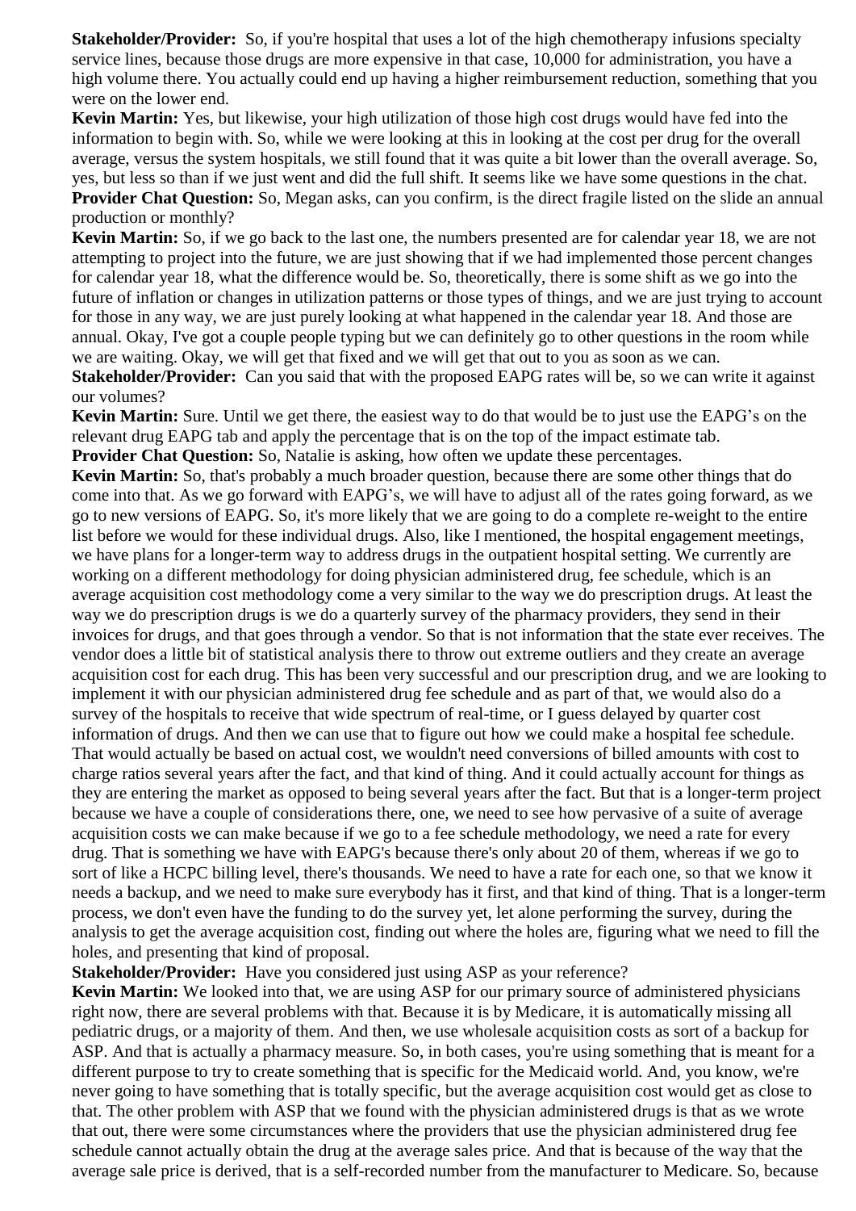**Stakeholder/Provider:** So, if you're hospital that uses a lot of the high chemotherapy infusions specialty service lines, because those drugs are more expensive in that case, 10,000 for administration, you have a high volume there. You actually could end up having a higher reimbursement reduction, something that you were on the lower end.

**Kevin Martin:** Yes, but likewise, your high utilization of those high cost drugs would have fed into the information to begin with. So, while we were looking at this in looking at the cost per drug for the overall average, versus the system hospitals, we still found that it was quite a bit lower than the overall average. So, yes, but less so than if we just went and did the full shift. It seems like we have some questions in the chat.

**Provider Chat Question:** So, Megan asks, can you confirm, is the direct fragile listed on the slide an annual production or monthly?

**Kevin Martin:** So, if we go back to the last one, the numbers presented are for calendar year 18, we are not attempting to project into the future, we are just showing that if we had implemented those percent changes for calendar year 18, what the difference would be. So, theoretically, there is some shift as we go into the future of inflation or changes in utilization patterns or those types of things, and we are just trying to account for those in any way, we are just purely looking at what happened in the calendar year 18. And those are annual. Okay, I've got a couple people typing but we can definitely go to other questions in the room while we are waiting. Okay, we will get that fixed and we will get that out to you as soon as we can.

**Stakeholder/Provider:** Can you said that with the proposed EAPG rates will be, so we can write it against our volumes?

**Kevin Martin:** Sure. Until we get there, the easiest way to do that would be to just use the EAPG's on the relevant drug EAPG tab and apply the percentage that is on the top of the impact estimate tab.

**Provider Chat Question:** So, Natalie is asking, how often we update these percentages.

**Kevin Martin:** So, that's probably a much broader question, because there are some other things that do come into that. As we go forward with EAPG's, we will have to adjust all of the rates going forward, as we go to new versions of EAPG. So, it's more likely that we are going to do a complete re-weight to the entire list before we would for these individual drugs. Also, like I mentioned, the hospital engagement meetings, we have plans for a longer-term way to address drugs in the outpatient hospital setting. We currently are working on a different methodology for doing physician administered drug, fee schedule, which is an average acquisition cost methodology come a very similar to the way we do prescription drugs. At least the way we do prescription drugs is we do a quarterly survey of the pharmacy providers, they send in their invoices for drugs, and that goes through a vendor. So that is not information that the state ever receives. The vendor does a little bit of statistical analysis there to throw out extreme outliers and they create an average acquisition cost for each drug. This has been very successful and our prescription drug, and we are looking to implement it with our physician administered drug fee schedule and as part of that, we would also do a survey of the hospitals to receive that wide spectrum of real-time, or I guess delayed by quarter cost information of drugs. And then we can use that to figure out how we could make a hospital fee schedule. That would actually be based on actual cost, we wouldn't need conversions of billed amounts with cost to charge ratios several years after the fact, and that kind of thing. And it could actually account for things as they are entering the market as opposed to being several years after the fact. But that is a longer-term project because we have a couple of considerations there, one, we need to see how pervasive of a suite of average acquisition costs we can make because if we go to a fee schedule methodology, we need a rate for every drug. That is something we have with EAPG's because there's only about 20 of them, whereas if we go to sort of like a HCPC billing level, there's thousands. We need to have a rate for each one, so that we know it needs a backup, and we need to make sure everybody has it first, and that kind of thing. That is a longer-term process, we don't even have the funding to do the survey yet, let alone performing the survey, during the analysis to get the average acquisition cost, finding out where the holes are, figuring what we need to fill the holes, and presenting that kind of proposal.

**Stakeholder/Provider:** Have you considered just using ASP as your reference?

**Kevin Martin:** We looked into that, we are using ASP for our primary source of administered physicians right now, there are several problems with that. Because it is by Medicare, it is automatically missing all pediatric drugs, or a majority of them. And then, we use wholesale acquisition costs as sort of a backup for ASP. And that is actually a pharmacy measure. So, in both cases, you're using something that is meant for a different purpose to try to create something that is specific for the Medicaid world. And, you know, we're never going to have something that is totally specific, but the average acquisition cost would get as close to that. The other problem with ASP that we found with the physician administered drugs is that as we wrote that out, there were some circumstances where the providers that use the physician administered drug fee schedule cannot actually obtain the drug at the average sales price. And that is because of the way that the average sale price is derived, that is a self-recorded number from the manufacturer to Medicare. So, because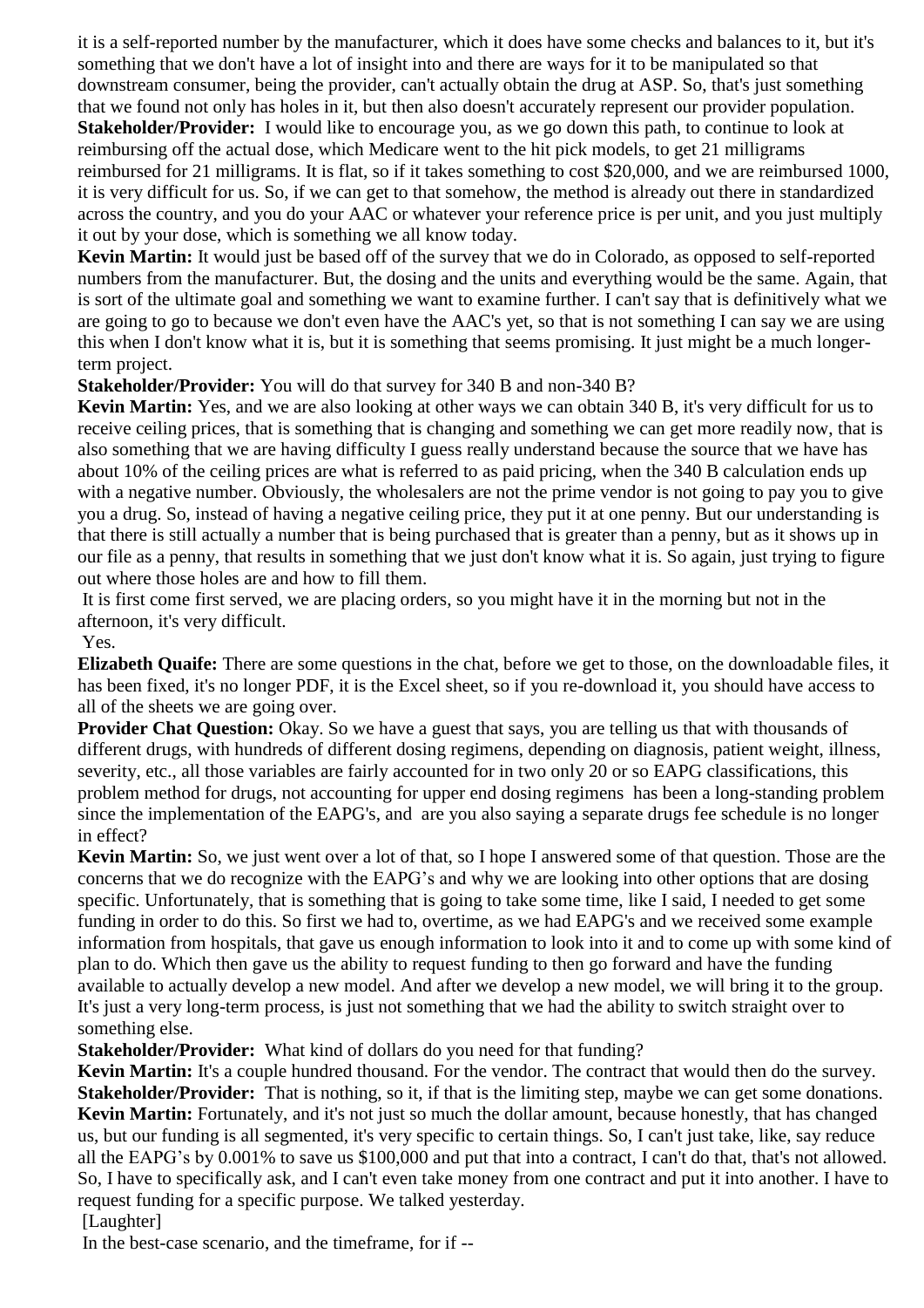it is a self-reported number by the manufacturer, which it does have some checks and balances to it, but it's something that we don't have a lot of insight into and there are ways for it to be manipulated so that downstream consumer, being the provider, can't actually obtain the drug at ASP. So, that's just something that we found not only has holes in it, but then also doesn't accurately represent our provider population.

**Stakeholder/Provider:** I would like to encourage you, as we go down this path, to continue to look at reimbursing off the actual dose, which Medicare went to the hit pick models, to get 21 milligrams reimbursed for 21 milligrams. It is flat, so if it takes something to cost $20,000, and we are reimbursed 1000, it is very difficult for us. So, if we can get to that somehow, the method is already out there in standardized across the country, and you do your AAC or whatever your reference price is per unit, and you just multiply it out by your dose, which is something we all know today.

**Kevin Martin:** It would just be based off of the survey that we do in Colorado, as opposed to self-reported numbers from the manufacturer. But, the dosing and the units and everything would be the same. Again, that is sort of the ultimate goal and something we want to examine further. I can't say that is definitively what we are going to go to because we don't even have the AAC's yet, so that is not something I can say we are using this when I don't know what it is, but it is something that seems promising. It just might be a much longer-term project.

**Stakeholder/Provider:** You will do that survey for 340 B and non-340 B?

**Kevin Martin:** Yes, and we are also looking at other ways we can obtain 340 B, it's very difficult for us to receive ceiling prices, that is something that is changing and something we can get more readily now, that is also something that we are having difficulty I guess really understand because the source that we have has about 10% of the ceiling prices are what is referred to as paid pricing, when the 340 B calculation ends up with a negative number. Obviously, the wholesalers are not the prime vendor is not going to pay you to give you a drug. So, instead of having a negative ceiling price, they put it at one penny. But our understanding is that there is still actually a number that is being purchased that is greater than a penny, but as it shows up in our file as a penny, that results in something that we just don't know what it is. So again, just trying to figure out where those holes are and how to fill them.

It is first come first served, we are placing orders, so you might have it in the morning but not in the afternoon, it's very difficult.

Yes.

**Elizabeth Quaife:** There are some questions in the chat, before we get to those, on the downloadable files, it has been fixed, it's no longer PDF, it is the Excel sheet, so if you re-download it, you should have access to all of the sheets we are going over.

**Provider Chat Question:** Okay. So we have a guest that says, you are telling us that with thousands of different drugs, with hundreds of different dosing regimens, depending on diagnosis, patient weight, illness, severity, etc., all those variables are fairly accounted for in two only 20 or so EAPG classifications, this problem method for drugs, not accounting for upper end dosing regimens has been a long-standing problem since the implementation of the EAPG's, and are you also saying a separate drugs fee schedule is no longer in effect?

**Kevin Martin:** So, we just went over a lot of that, so I hope I answered some of that question. Those are the concerns that we do recognize with the EAPG's and why we are looking into other options that are dosing specific. Unfortunately, that is something that is going to take some time, like I said, I needed to get some funding in order to do this. So first we had to, overtime, as we had EAPG's and we received some example information from hospitals, that gave us enough information to look into it and to come up with some kind of plan to do. Which then gave us the ability to request funding to then go forward and have the funding available to actually develop a new model. And after we develop a new model, we will bring it to the group. It's just a very long-term process, is just not something that we had the ability to switch straight over to something else.

**Stakeholder/Provider:** What kind of dollars do you need for that funding?

**Kevin Martin:** It's a couple hundred thousand. For the vendor. The contract that would then do the survey.

**Stakeholder/Provider:** That is nothing, so it, if that is the limiting step, maybe we can get some donations.

**Kevin Martin:** Fortunately, and it's not just so much the dollar amount, because honestly, that has changed us, but our funding is all segmented, it's very specific to certain things. So, I can't just take, like, say reduce all the EAPG's by 0.001% to save us $100,000 and put that into a contract, I can't do that, that's not allowed. So, I have to specifically ask, and I can't even take money from one contract and put it into another. I have to request funding for a specific purpose. We talked yesterday.

[Laughter]

In the best-case scenario, and the timeframe, for if --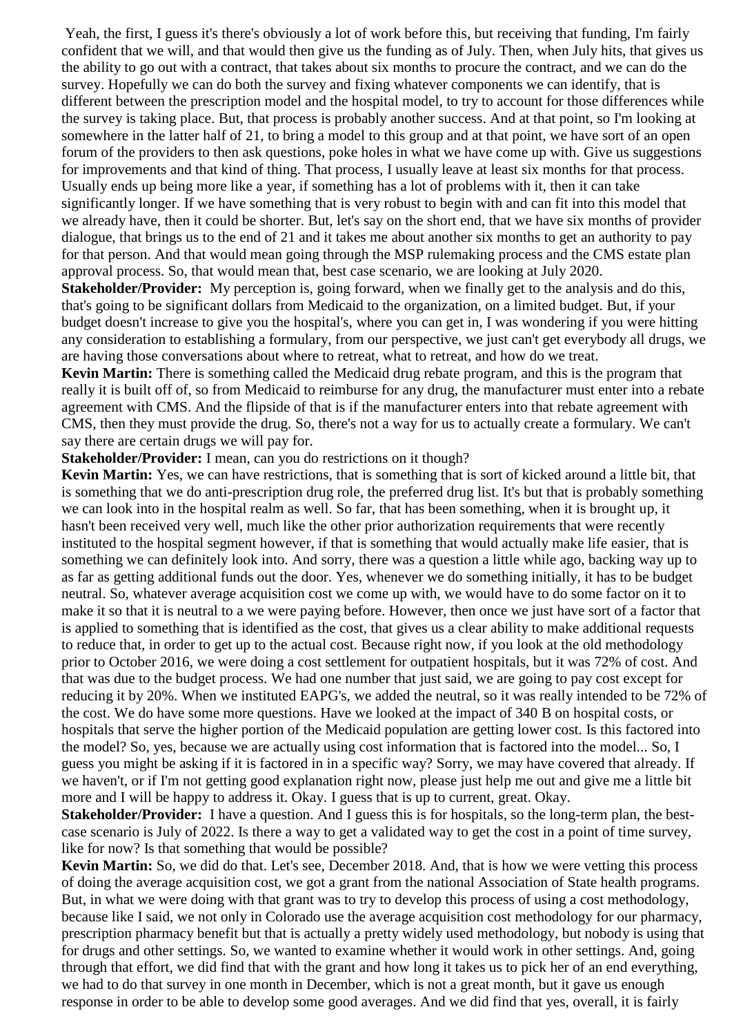Yeah, the first, I guess it's there's obviously a lot of work before this, but receiving that funding, I'm fairly confident that we will, and that would then give us the funding as of July. Then, when July hits, that gives us the ability to go out with a contract, that takes about six months to procure the contract, and we can do the survey. Hopefully we can do both the survey and fixing whatever components we can identify, that is different between the prescription model and the hospital model, to try to account for those differences while the survey is taking place. But, that process is probably another success. And at that point, so I'm looking at somewhere in the latter half of 21, to bring a model to this group and at that point, we have sort of an open forum of the providers to then ask questions, poke holes in what we have come up with. Give us suggestions for improvements and that kind of thing. That process, I usually leave at least six months for that process. Usually ends up being more like a year, if something has a lot of problems with it, then it can take significantly longer. If we have something that is very robust to begin with and can fit into this model that we already have, then it could be shorter. But, let's say on the short end, that we have six months of provider dialogue, that brings us to the end of 21 and it takes me about another six months to get an authority to pay for that person. And that would mean going through the MSP rulemaking process and the CMS estate plan approval process. So, that would mean that, best case scenario, we are looking at July 2020.

**Stakeholder/Provider:** My perception is, going forward, when we finally get to the analysis and do this, that's going to be significant dollars from Medicaid to the organization, on a limited budget. But, if your budget doesn't increase to give you the hospital's, where you can get in, I was wondering if you were hitting any consideration to establishing a formulary, from our perspective, we just can't get everybody all drugs, we are having those conversations about where to retreat, what to retreat, and how do we treat.

**Kevin Martin:** There is something called the Medicaid drug rebate program, and this is the program that really it is built off of, so from Medicaid to reimburse for any drug, the manufacturer must enter into a rebate agreement with CMS. And the flipside of that is if the manufacturer enters into that rebate agreement with CMS, then they must provide the drug. So, there's not a way for us to actually create a formulary. We can't say there are certain drugs we will pay for.

**Stakeholder/Provider:** I mean, can you do restrictions on it though?

**Kevin Martin:** Yes, we can have restrictions, that is something that is sort of kicked around a little bit, that is something that we do anti-prescription drug role, the preferred drug list. It's but that is probably something we can look into in the hospital realm as well. So far, that has been something, when it is brought up, it hasn't been received very well, much like the other prior authorization requirements that were recently instituted to the hospital segment however, if that is something that would actually make life easier, that is something we can definitely look into. And sorry, there was a question a little while ago, backing way up to as far as getting additional funds out the door. Yes, whenever we do something initially, it has to be budget neutral. So, whatever average acquisition cost we come up with, we would have to do some factor on it to make it so that it is neutral to a we were paying before. However, then once we just have sort of a factor that is applied to something that is identified as the cost, that gives us a clear ability to make additional requests to reduce that, in order to get up to the actual cost. Because right now, if you look at the old methodology prior to October 2016, we were doing a cost settlement for outpatient hospitals, but it was 72% of cost. And that was due to the budget process. We had one number that just said, we are going to pay cost except for reducing it by 20%. When we instituted EAPG's, we added the neutral, so it was really intended to be 72% of the cost. We do have some more questions. Have we looked at the impact of 340 B on hospital costs, or hospitals that serve the higher portion of the Medicaid population are getting lower cost. Is this factored into the model? So, yes, because we are actually using cost information that is factored into the model... So, I guess you might be asking if it is factored in in a specific way? Sorry, we may have covered that already. If we haven't, or if I'm not getting good explanation right now, please just help me out and give me a little bit more and I will be happy to address it. Okay. I guess that is up to current, great. Okay.

**Stakeholder/Provider:** I have a question. And I guess this is for hospitals, so the long-term plan, the best-case scenario is July of 2022. Is there a way to get a validated way to get the cost in a point of time survey, like for now? Is that something that would be possible?

**Kevin Martin:** So, we did do that. Let's see, December 2018. And, that is how we were vetting this process of doing the average acquisition cost, we got a grant from the national Association of State health programs. But, in what we were doing with that grant was to try to develop this process of using a cost methodology, because like I said, we not only in Colorado use the average acquisition cost methodology for our pharmacy, prescription pharmacy benefit but that is actually a pretty widely used methodology, but nobody is using that for drugs and other settings. So, we wanted to examine whether it would work in other settings. And, going through that effort, we did find that with the grant and how long it takes us to pick her of an end everything, we had to do that survey in one month in December, which is not a great month, but it gave us enough response in order to be able to develop some good averages. And we did find that yes, overall, it is fairly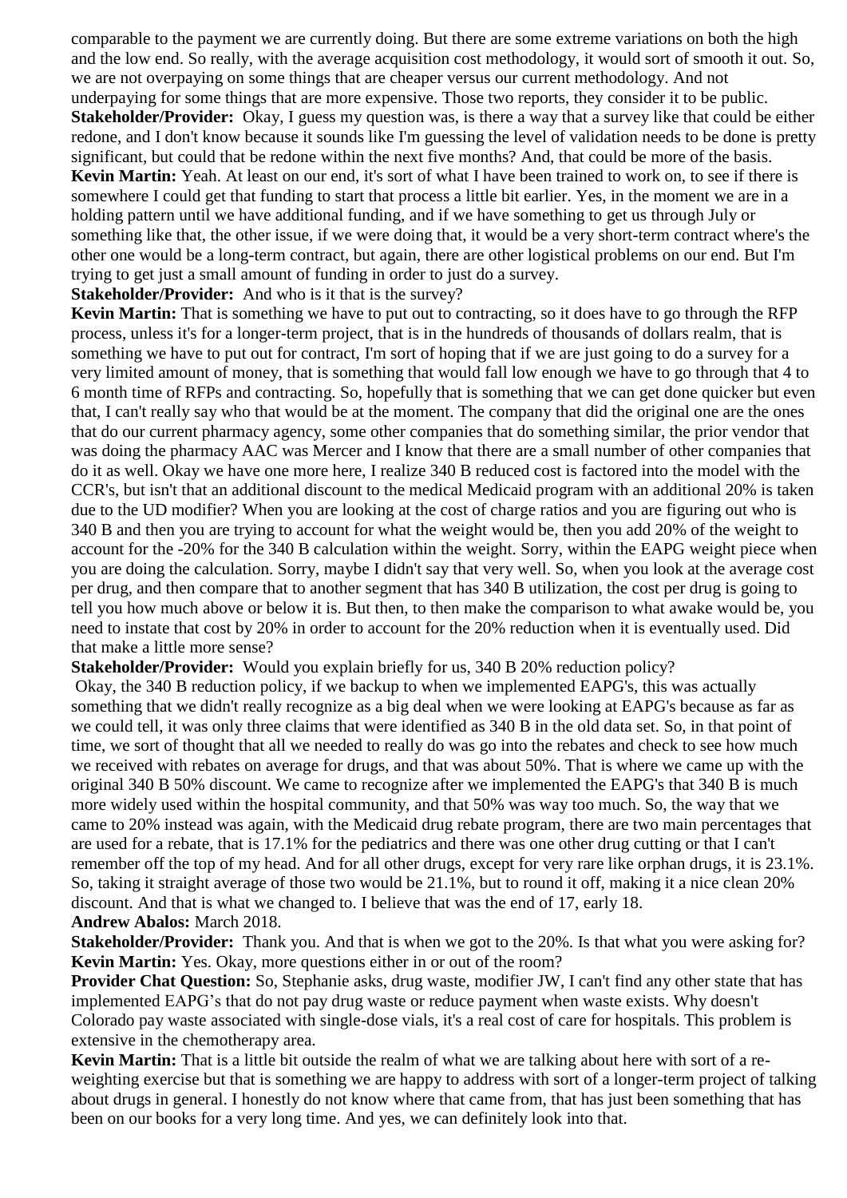comparable to the payment we are currently doing. But there are some extreme variations on both the high and the low end. So really, with the average acquisition cost methodology, it would sort of smooth it out. So, we are not overpaying on some things that are cheaper versus our current methodology. And not underpaying for some things that are more expensive. Those two reports, they consider it to be public.

**Stakeholder/Provider:** Okay, I guess my question was, is there a way that a survey like that could be either redone, and I don't know because it sounds like I'm guessing the level of validation needs to be done is pretty significant, but could that be redone within the next five months? And, that could be more of the basis.

**Kevin Martin:** Yeah. At least on our end, it's sort of what I have been trained to work on, to see if there is somewhere I could get that funding to start that process a little bit earlier. Yes, in the moment we are in a holding pattern until we have additional funding, and if we have something to get us through July or something like that, the other issue, if we were doing that, it would be a very short-term contract where's the other one would be a long-term contract, but again, there are other logistical problems on our end. But I'm trying to get just a small amount of funding in order to just do a survey.

**Stakeholder/Provider:** And who is it that is the survey?

**Kevin Martin:** That is something we have to put out to contracting, so it does have to go through the RFP process, unless it's for a longer-term project, that is in the hundreds of thousands of dollars realm, that is something we have to put out for contract, I'm sort of hoping that if we are just going to do a survey for a very limited amount of money, that is something that would fall low enough we have to go through that 4 to 6 month time of RFPs and contracting. So, hopefully that is something that we can get done quicker but even that, I can't really say who that would be at the moment. The company that did the original one are the ones that do our current pharmacy agency, some other companies that do something similar, the prior vendor that was doing the pharmacy AAC was Mercer and I know that there are a small number of other companies that do it as well. Okay we have one more here, I realize 340 B reduced cost is factored into the model with the CCR's, but isn't that an additional discount to the medical Medicaid program with an additional 20% is taken due to the UD modifier? When you are looking at the cost of charge ratios and you are figuring out who is 340 B and then you are trying to account for what the weight would be, then you add 20% of the weight to account for the -20% for the 340 B calculation within the weight. Sorry, within the EAPG weight piece when you are doing the calculation. Sorry, maybe I didn't say that very well. So, when you look at the average cost per drug, and then compare that to another segment that has 340 B utilization, the cost per drug is going to tell you how much above or below it is. But then, to then make the comparison to what awake would be, you need to instate that cost by 20% in order to account for the 20% reduction when it is eventually used. Did that make a little more sense?

**Stakeholder/Provider:** Would you explain briefly for us, 340 B 20% reduction policy?

Okay, the 340 B reduction policy, if we backup to when we implemented EAPG's, this was actually something that we didn't really recognize as a big deal when we were looking at EAPG's because as far as we could tell, it was only three claims that were identified as 340 B in the old data set. So, in that point of time, we sort of thought that all we needed to really do was go into the rebates and check to see how much we received with rebates on average for drugs, and that was about 50%. That is where we came up with the original 340 B 50% discount. We came to recognize after we implemented the EAPG's that 340 B is much more widely used within the hospital community, and that 50% was way too much. So, the way that we came to 20% instead was again, with the Medicaid drug rebate program, there are two main percentages that are used for a rebate, that is 17.1% for the pediatrics and there was one other drug cutting or that I can't remember off the top of my head. And for all other drugs, except for very rare like orphan drugs, it is 23.1%. So, taking it straight average of those two would be 21.1%, but to round it off, making it a nice clean 20% discount. And that is what we changed to. I believe that was the end of 17, early 18.

**Andrew Abalos:** March 2018.

**Stakeholder/Provider:** Thank you. And that is when we got to the 20%. Is that what you were asking for?

**Kevin Martin:** Yes. Okay, more questions either in or out of the room?

**Provider Chat Question:** So, Stephanie asks, drug waste, modifier JW, I can't find any other state that has implemented EAPG's that do not pay drug waste or reduce payment when waste exists. Why doesn't Colorado pay waste associated with single-dose vials, it's a real cost of care for hospitals. This problem is extensive in the chemotherapy area.

**Kevin Martin:** That is a little bit outside the realm of what we are talking about here with sort of a re-weighting exercise but that is something we are happy to address with sort of a longer-term project of talking about drugs in general. I honestly do not know where that came from, that has just been something that has been on our books for a very long time. And yes, we can definitely look into that.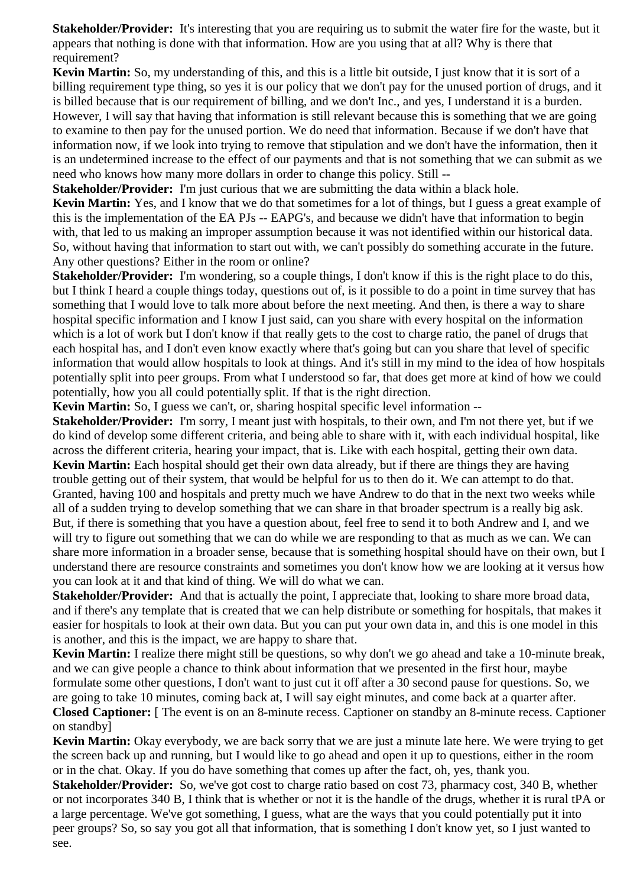**Stakeholder/Provider:** It's interesting that you are requiring us to submit the water fire for the waste, but it appears that nothing is done with that information. How are you using that at all? Why is there that requirement?

**Kevin Martin:** So, my understanding of this, and this is a little bit outside, I just know that it is sort of a billing requirement type thing, so yes it is our policy that we don't pay for the unused portion of drugs, and it is billed because that is our requirement of billing, and we don't Inc., and yes, I understand it is a burden. However, I will say that having that information is still relevant because this is something that we are going to examine to then pay for the unused portion. We do need that information. Because if we don't have that information now, if we look into trying to remove that stipulation and we don't have the information, then it is an undetermined increase to the effect of our payments and that is not something that we can submit as we need who knows how many more dollars in order to change this policy. Still --

**Stakeholder/Provider:** I'm just curious that we are submitting the data within a black hole.

**Kevin Martin:** Yes, and I know that we do that sometimes for a lot of things, but I guess a great example of this is the implementation of the EA PJs -- EAPG's, and because we didn't have that information to begin with, that led to us making an improper assumption because it was not identified within our historical data. So, without having that information to start out with, we can't possibly do something accurate in the future. Any other questions? Either in the room or online?

**Stakeholder/Provider:** I'm wondering, so a couple things, I don't know if this is the right place to do this, but I think I heard a couple things today, questions out of, is it possible to do a point in time survey that has something that I would love to talk more about before the next meeting. And then, is there a way to share hospital specific information and I know I just said, can you share with every hospital on the information which is a lot of work but I don't know if that really gets to the cost to charge ratio, the panel of drugs that each hospital has, and I don't even know exactly where that's going but can you share that level of specific information that would allow hospitals to look at things. And it's still in my mind to the idea of how hospitals potentially split into peer groups. From what I understood so far, that does get more at kind of how we could potentially, how you all could potentially split. If that is the right direction.

**Kevin Martin:** So, I guess we can't, or, sharing hospital specific level information --

**Stakeholder/Provider:** I'm sorry, I meant just with hospitals, to their own, and I'm not there yet, but if we do kind of develop some different criteria, and being able to share with it, with each individual hospital, like across the different criteria, hearing your impact, that is. Like with each hospital, getting their own data.

**Kevin Martin:** Each hospital should get their own data already, but if there are things they are having trouble getting out of their system, that would be helpful for us to then do it. We can attempt to do that. Granted, having 100 and hospitals and pretty much we have Andrew to do that in the next two weeks while all of a sudden trying to develop something that we can share in that broader spectrum is a really big ask. But, if there is something that you have a question about, feel free to send it to both Andrew and I, and we will try to figure out something that we can do while we are responding to that as much as we can. We can share more information in a broader sense, because that is something hospital should have on their own, but I understand there are resource constraints and sometimes you don't know how we are looking at it versus how you can look at it and that kind of thing. We will do what we can.

**Stakeholder/Provider:** And that is actually the point, I appreciate that, looking to share more broad data, and if there's any template that is created that we can help distribute or something for hospitals, that makes it easier for hospitals to look at their own data. But you can put your own data in, and this is one model in this is another, and this is the impact, we are happy to share that.

**Kevin Martin:** I realize there might still be questions, so why don't we go ahead and take a 10-minute break, and we can give people a chance to think about information that we presented in the first hour, maybe formulate some other questions, I don't want to just cut it off after a 30 second pause for questions. So, we are going to take 10 minutes, coming back at, I will say eight minutes, and come back at a quarter after.

**Closed Captioner:** [ The event is on an 8-minute recess. Captioner on standby an 8-minute recess. Captioner on standby]

**Kevin Martin:** Okay everybody, we are back sorry that we are just a minute late here. We were trying to get the screen back up and running, but I would like to go ahead and open it up to questions, either in the room or in the chat. Okay. If you do have something that comes up after the fact, oh, yes, thank you.

**Stakeholder/Provider:** So, we've got cost to charge ratio based on cost 73, pharmacy cost, 340 B, whether or not incorporates 340 B, I think that is whether or not it is the handle of the drugs, whether it is rural tPA or a large percentage. We've got something, I guess, what are the ways that you could potentially put it into peer groups? So, so say you got all that information, that is something I don't know yet, so I just wanted to see.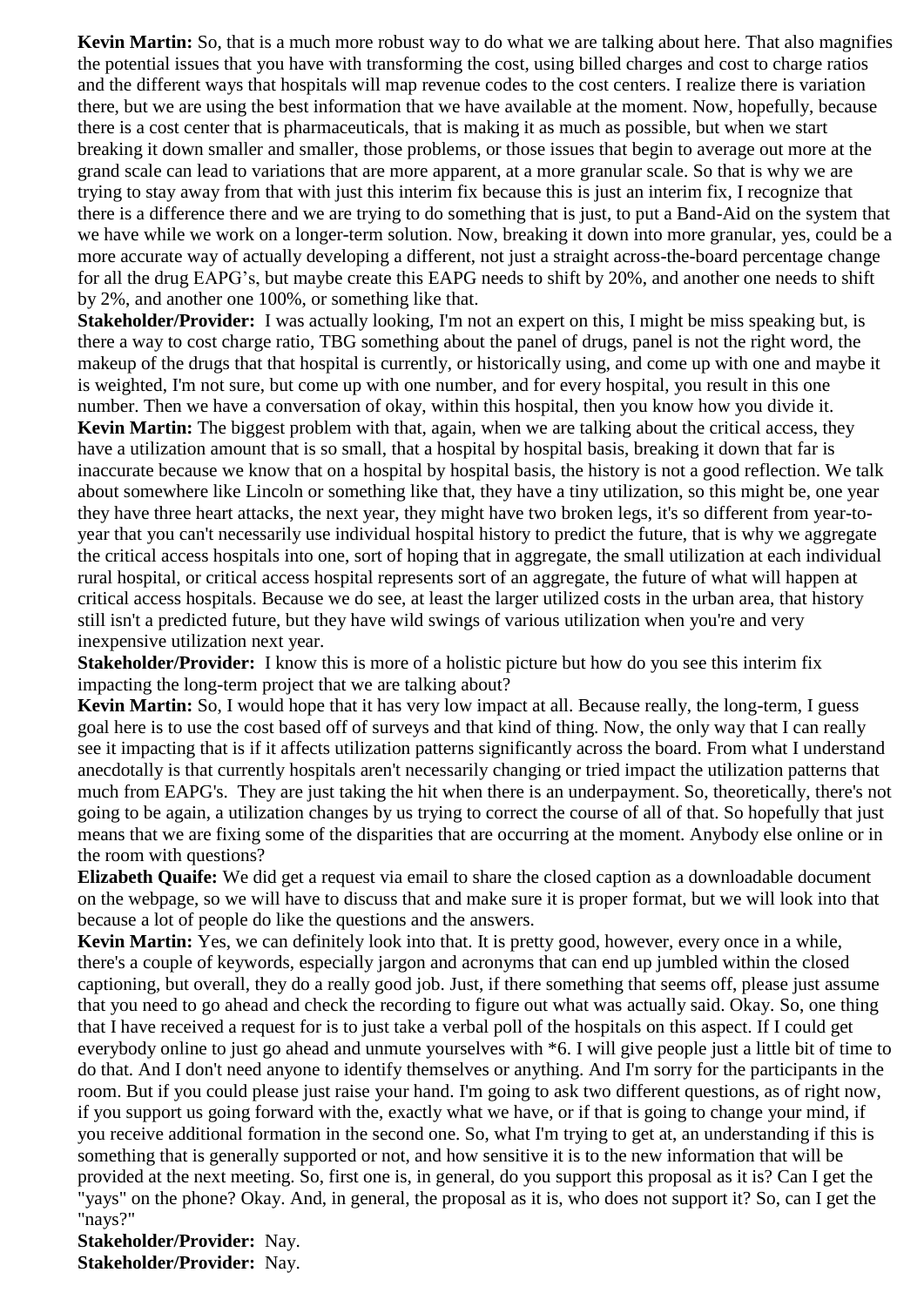**Kevin Martin:** So, that is a much more robust way to do what we are talking about here. That also magnifies the potential issues that you have with transforming the cost, using billed charges and cost to charge ratios and the different ways that hospitals will map revenue codes to the cost centers. I realize there is variation there, but we are using the best information that we have available at the moment. Now, hopefully, because there is a cost center that is pharmaceuticals, that is making it as much as possible, but when we start breaking it down smaller and smaller, those problems, or those issues that begin to average out more at the grand scale can lead to variations that are more apparent, at a more granular scale. So that is why we are trying to stay away from that with just this interim fix because this is just an interim fix, I recognize that there is a difference there and we are trying to do something that is just, to put a Band-Aid on the system that we have while we work on a longer-term solution. Now, breaking it down into more granular, yes, could be a more accurate way of actually developing a different, not just a straight across-the-board percentage change for all the drug EAPG's, but maybe create this EAPG needs to shift by 20%, and another one needs to shift by 2%, and another one 100%, or something like that.

**Stakeholder/Provider:** I was actually looking, I'm not an expert on this, I might be miss speaking but, is there a way to cost charge ratio, TBG something about the panel of drugs, panel is not the right word, the makeup of the drugs that that hospital is currently, or historically using, and come up with one and maybe it is weighted, I'm not sure, but come up with one number, and for every hospital, you result in this one number. Then we have a conversation of okay, within this hospital, then you know how you divide it.

**Kevin Martin:** The biggest problem with that, again, when we are talking about the critical access, they have a utilization amount that is so small, that a hospital by hospital basis, breaking it down that far is inaccurate because we know that on a hospital by hospital basis, the history is not a good reflection. We talk about somewhere like Lincoln or something like that, they have a tiny utilization, so this might be, one year they have three heart attacks, the next year, they might have two broken legs, it's so different from year-to-year that you can't necessarily use individual hospital history to predict the future, that is why we aggregate the critical access hospitals into one, sort of hoping that in aggregate, the small utilization at each individual rural hospital, or critical access hospital represents sort of an aggregate, the future of what will happen at critical access hospitals. Because we do see, at least the larger utilized costs in the urban area, that history still isn't a predicted future, but they have wild swings of various utilization when you're and very inexpensive utilization next year.

**Stakeholder/Provider:** I know this is more of a holistic picture but how do you see this interim fix impacting the long-term project that we are talking about?

**Kevin Martin:** So, I would hope that it has very low impact at all. Because really, the long-term, I guess goal here is to use the cost based off of surveys and that kind of thing. Now, the only way that I can really see it impacting that is if it affects utilization patterns significantly across the board. From what I understand anecdotally is that currently hospitals aren't necessarily changing or tried impact the utilization patterns that much from EAPG's. They are just taking the hit when there is an underpayment. So, theoretically, there's not going to be again, a utilization changes by us trying to correct the course of all of that. So hopefully that just means that we are fixing some of the disparities that are occurring at the moment. Anybody else online or in the room with questions?

**Elizabeth Quaife:** We did get a request via email to share the closed caption as a downloadable document on the webpage, so we will have to discuss that and make sure it is proper format, but we will look into that because a lot of people do like the questions and the answers.

**Kevin Martin:** Yes, we can definitely look into that. It is pretty good, however, every once in a while, there's a couple of keywords, especially jargon and acronyms that can end up jumbled within the closed captioning, but overall, they do a really good job. Just, if there something that seems off, please just assume that you need to go ahead and check the recording to figure out what was actually said. Okay. So, one thing that I have received a request for is to just take a verbal poll of the hospitals on this aspect. If I could get everybody online to just go ahead and unmute yourselves with *6. I will give people just a little bit of time to do that. And I don't need anyone to identify themselves or anything. And I'm sorry for the participants in the room. But if you could please just raise your hand. I'm going to ask two different questions, as of right now, if you support us going forward with the, exactly what we have, or if that is going to change your mind, if you receive additional formation in the second one. So, what I'm trying to get at, an understanding if this is something that is generally supported or not, and how sensitive it is to the new information that will be provided at the next meeting. So, first one is, in general, do you support this proposal as it is? Can I get the "yays" on the phone? Okay. And, in general, the proposal as it is, who does not support it? So, can I get the "nays?"

**Stakeholder/Provider:** Nay.

**Stakeholder/Provider:** Nay.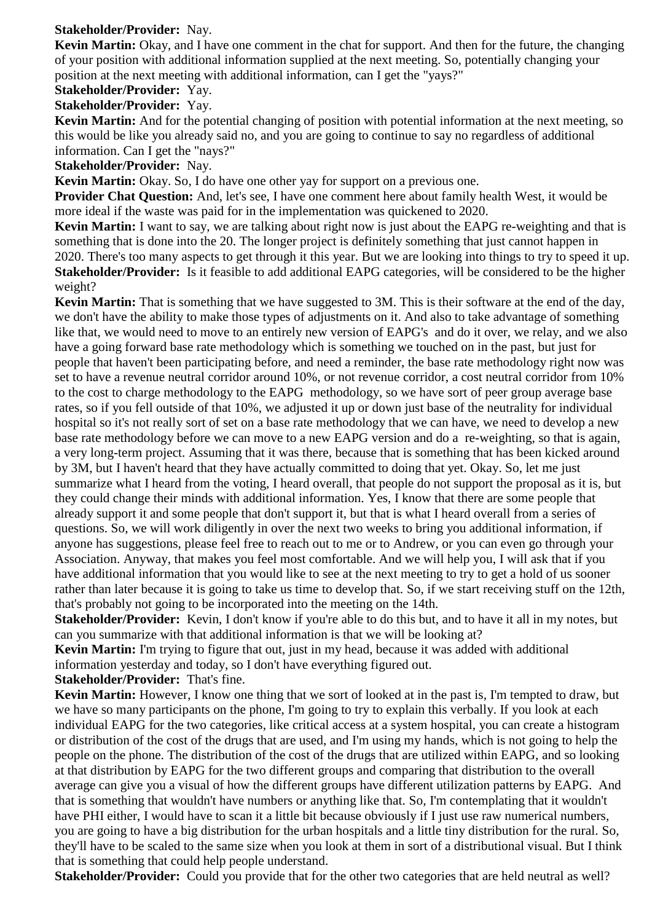**Stakeholder/Provider:** Nay.

**Kevin Martin:** Okay, and I have one comment in the chat for support. And then for the future, the changing of your position with additional information supplied at the next meeting. So, potentially changing your position at the next meeting with additional information, can I get the "yays?"

**Stakeholder/Provider:** Yay.

**Stakeholder/Provider:** Yay.

**Kevin Martin:** And for the potential changing of position with potential information at the next meeting, so this would be like you already said no, and you are going to continue to say no regardless of additional information. Can I get the "nays?"

**Stakeholder/Provider:** Nay.

**Kevin Martin:** Okay. So, I do have one other yay for support on a previous one.

**Provider Chat Question:** And, let's see, I have one comment here about family health West, it would be more ideal if the waste was paid for in the implementation was quickened to 2020.

**Kevin Martin:** I want to say, we are talking about right now is just about the EAPG re-weighting and that is something that is done into the 20. The longer project is definitely something that just cannot happen in 2020. There's too many aspects to get through it this year. But we are looking into things to try to speed it up.

**Stakeholder/Provider:** Is it feasible to add additional EAPG categories, will be considered to be the higher weight?

**Kevin Martin:** That is something that we have suggested to 3M. This is their software at the end of the day, we don't have the ability to make those types of adjustments on it. And also to take advantage of something like that, we would need to move to an entirely new version of EAPG's and do it over, we relay, and we also have a going forward base rate methodology which is something we touched on in the past, but just for people that haven't been participating before, and need a reminder, the base rate methodology right now was set to have a revenue neutral corridor around 10%, or not revenue corridor, a cost neutral corridor from 10% to the cost to charge methodology to the EAPG methodology, so we have sort of peer group average base rates, so if you fell outside of that 10%, we adjusted it up or down just base of the neutrality for individual hospital so it's not really sort of set on a base rate methodology that we can have, we need to develop a new base rate methodology before we can move to a new EAPG version and do a re-weighting, so that is again, a very long-term project. Assuming that it was there, because that is something that has been kicked around by 3M, but I haven't heard that they have actually committed to doing that yet. Okay. So, let me just summarize what I heard from the voting, I heard overall, that people do not support the proposal as it is, but they could change their minds with additional information. Yes, I know that there are some people that already support it and some people that don't support it, but that is what I heard overall from a series of questions. So, we will work diligently in over the next two weeks to bring you additional information, if anyone has suggestions, please feel free to reach out to me or to Andrew, or you can even go through your Association. Anyway, that makes you feel most comfortable. And we will help you, I will ask that if you have additional information that you would like to see at the next meeting to try to get a hold of us sooner rather than later because it is going to take us time to develop that. So, if we start receiving stuff on the 12th, that's probably not going to be incorporated into the meeting on the 14th.

**Stakeholder/Provider:** Kevin, I don't know if you're able to do this but, and to have it all in my notes, but can you summarize with that additional information is that we will be looking at?

**Kevin Martin:** I'm trying to figure that out, just in my head, because it was added with additional information yesterday and today, so I don't have everything figured out.

**Stakeholder/Provider:** That's fine.

**Kevin Martin:** However, I know one thing that we sort of looked at in the past is, I'm tempted to draw, but we have so many participants on the phone, I'm going to try to explain this verbally. If you look at each individual EAPG for the two categories, like critical access at a system hospital, you can create a histogram or distribution of the cost of the drugs that are used, and I'm using my hands, which is not going to help the people on the phone. The distribution of the cost of the drugs that are utilized within EAPG, and so looking at that distribution by EAPG for the two different groups and comparing that distribution to the overall average can give you a visual of how the different groups have different utilization patterns by EAPG. And that is something that wouldn't have numbers or anything like that. So, I'm contemplating that it wouldn't have PHI either, I would have to scan it a little bit because obviously if I just use raw numerical numbers, you are going to have a big distribution for the urban hospitals and a little tiny distribution for the rural. So, they'll have to be scaled to the same size when you look at them in sort of a distributional visual. But I think that is something that could help people understand.

**Stakeholder/Provider:** Could you provide that for the other two categories that are held neutral as well?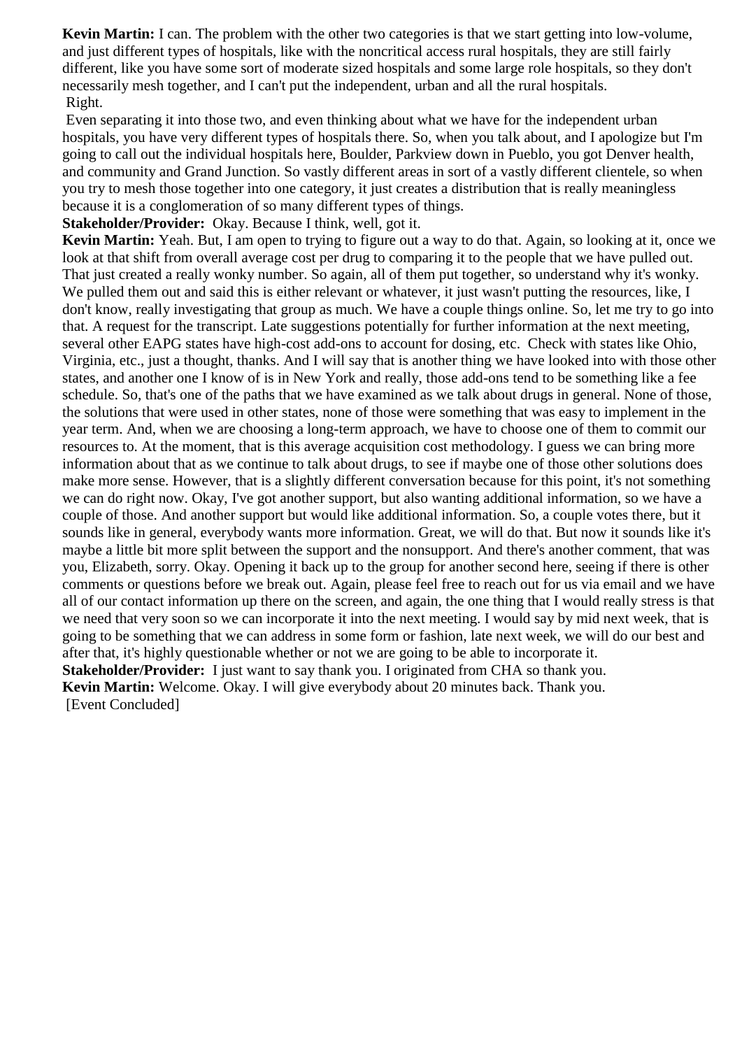**Kevin Martin:** I can. The problem with the other two categories is that we start getting into low-volume, and just different types of hospitals, like with the noncritical access rural hospitals, they are still fairly different, like you have some sort of moderate sized hospitals and some large role hospitals, so they don't necessarily mesh together, and I can't put the independent, urban and all the rural hospitals.

Right.

Even separating it into those two, and even thinking about what we have for the independent urban hospitals, you have very different types of hospitals there. So, when you talk about, and I apologize but I'm going to call out the individual hospitals here, Boulder, Parkview down in Pueblo, you got Denver health, and community and Grand Junction. So vastly different areas in sort of a vastly different clientele, so when you try to mesh those together into one category, it just creates a distribution that is really meaningless because it is a conglomeration of so many different types of things.

**Stakeholder/Provider:** Okay. Because I think, well, got it.

**Kevin Martin:** Yeah. But, I am open to trying to figure out a way to do that. Again, so looking at it, once we look at that shift from overall average cost per drug to comparing it to the people that we have pulled out. That just created a really wonky number. So again, all of them put together, so understand why it's wonky. We pulled them out and said this is either relevant or whatever, it just wasn't putting the resources, like, I don't know, really investigating that group as much. We have a couple things online. So, let me try to go into that. A request for the transcript. Late suggestions potentially for further information at the next meeting, several other EAPG states have high-cost add-ons to account for dosing, etc. Check with states like Ohio, Virginia, etc., just a thought, thanks. And I will say that is another thing we have looked into with those other states, and another one I know of is in New York and really, those add-ons tend to be something like a fee schedule. So, that's one of the paths that we have examined as we talk about drugs in general. None of those, the solutions that were used in other states, none of those were something that was easy to implement in the year term. And, when we are choosing a long-term approach, we have to choose one of them to commit our resources to. At the moment, that is this average acquisition cost methodology. I guess we can bring more information about that as we continue to talk about drugs, to see if maybe one of those other solutions does make more sense. However, that is a slightly different conversation because for this point, it's not something we can do right now. Okay, I've got another support, but also wanting additional information, so we have a couple of those. And another support but would like additional information. So, a couple votes there, but it sounds like in general, everybody wants more information. Great, we will do that. But now it sounds like it's maybe a little bit more split between the support and the nonsupport. And there's another comment, that was you, Elizabeth, sorry. Okay. Opening it back up to the group for another second here, seeing if there is other comments or questions before we break out. Again, please feel free to reach out for us via email and we have all of our contact information up there on the screen, and again, the one thing that I would really stress is that we need that very soon so we can incorporate it into the next meeting. I would say by mid next week, that is going to be something that we can address in some form or fashion, late next week, we will do our best and after that, it's highly questionable whether or not we are going to be able to incorporate it.

**Stakeholder/Provider:** I just want to say thank you. I originated from CHA so thank you.

**Kevin Martin:** Welcome. Okay. I will give everybody about 20 minutes back. Thank you.

[Event Concluded]